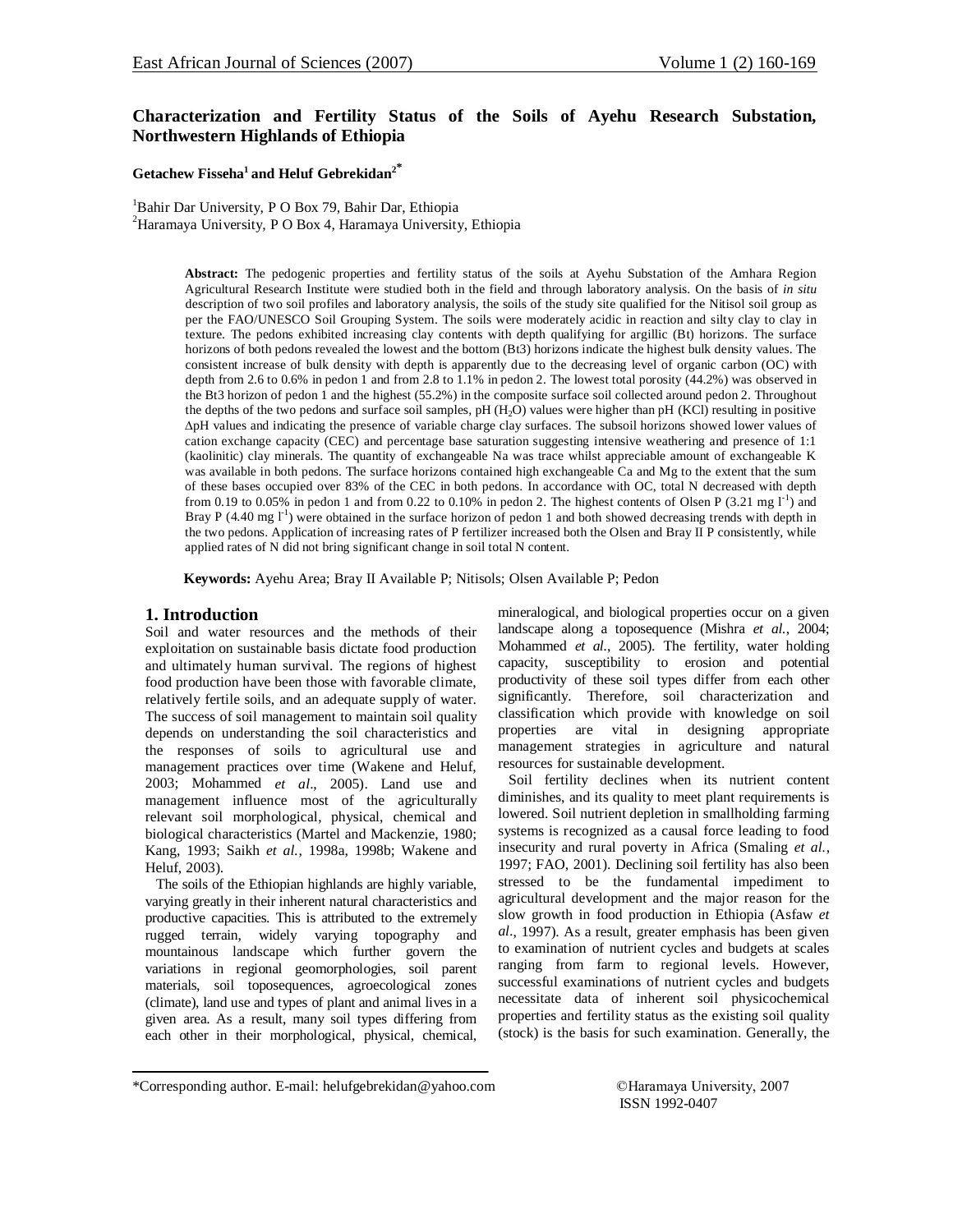# Characterization and Fertility Status of the Soils of Ayehu Research Substation, Northwestern Highlands of Ethiopia

**Getachew Fisseha[1] and Heluf Gebrekidan[2*]**

[1]Bahir Dar University, P O Box 79, Bahir Dar, Ethiopia
[2]Haramaya University, P O Box 4, Haramaya University, Ethiopia

**Abstract:** The pedogenic properties and fertility status of the soils at Ayehu Substation of the Amhara Region Agricultural Research Institute were studied both in the field and through laboratory analysis. On the basis of *in situ* description of two soil profiles and laboratory analysis, the soils of the study site qualified for the Nitisol soil group as per the FAO/UNESCO Soil Grouping System. The soils were moderately acidic in reaction and silty clay to clay in texture. The pedons exhibited increasing clay contents with depth qualifying for argillic (Bt) horizons. The surface horizons of both pedons revealed the lowest and the bottom (Bt3) horizons indicate the highest bulk density values. The consistent increase of bulk density with depth is apparently due to the decreasing level of organic carbon (OC) with depth from 2.6 to 0.6% in pedon 1 and from 2.8 to 1.1% in pedon 2. The lowest total porosity (44.2%) was observed in the Bt3 horizon of pedon 1 and the highest (55.2%) in the composite surface soil collected around pedon 2. Throughout the depths of the two pedons and surface soil samples, pH ($H_2O$) values were higher than pH (KCl) resulting in positive ΔpH values and indicating the presence of variable charge clay surfaces. The subsoil horizons showed lower values of cation exchange capacity (CEC) and percentage base saturation suggesting intensive weathering and presence of 1:1 (kaolinitic) clay minerals. The quantity of exchangeable Na was trace whilst appreciable amount of exchangeable K was available in both pedons. The surface horizons contained high exchangeable Ca and Mg to the extent that the sum of these bases occupied over 83% of the CEC in both pedons. In accordance with OC, total N decreased with depth from 0.19 to 0.05% in pedon 1 and from 0.22 to 0.10% in pedon 2. The highest contents of Olsen P (3.21 mg $l^{-1}$) and Bray P (4.40 mg $l^{-1}$) were obtained in the surface horizon of pedon 1 and both showed decreasing trends with depth in the two pedons. Application of increasing rates of P fertilizer increased both the Olsen and Bray II P consistently, while applied rates of N did not bring significant change in soil total N content.

**Keywords:** Ayehu Area; Bray II Available P; Nitisols; Olsen Available P; Pedon

## 1. Introduction

Soil and water resources and the methods of their exploitation on sustainable basis dictate food production and ultimately human survival. The regions of highest food production have been those with favorable climate, relatively fertile soils, and an adequate supply of water. The success of soil management to maintain soil quality depends on understanding the soil characteristics and the responses of soils to agricultural use and management practices over time (Wakene and Heluf, 2003; Mohammed *et al*., 2005). Land use and management influence most of the agriculturally relevant soil morphological, physical, chemical and biological characteristics (Martel and Mackenzie, 1980; Kang, 1993; Saikh *et al.*, 1998a, 1998b; Wakene and Heluf, 2003).

The soils of the Ethiopian highlands are highly variable, varying greatly in their inherent natural characteristics and productive capacities. This is attributed to the extremely rugged terrain, widely varying topography and mountainous landscape which further govern the variations in regional geomorphologies, soil parent materials, soil toposequences, agroecological zones (climate), land use and types of plant and animal lives in a given area. As a result, many soil types differing from each other in their morphological, physical, chemical, mineralogical, and biological properties occur on a given landscape along a toposequence (Mishra *et al.*, 2004; Mohammed *et al.*, 2005). The fertility, water holding capacity, susceptibility to erosion and potential productivity of these soil types differ from each other significantly. Therefore, soil characterization and classification which provide with knowledge on soil properties are vital in designing appropriate management strategies in agriculture and natural resources for sustainable development.

Soil fertility declines when its nutrient content diminishes, and its quality to meet plant requirements is lowered. Soil nutrient depletion in smallholding farming systems is recognized as a causal force leading to food insecurity and rural poverty in Africa (Smaling *et al.*, 1997; FAO, 2001). Declining soil fertility has also been stressed to be the fundamental impediment to agricultural development and the major reason for the slow growth in food production in Ethiopia (Asfaw *et al.*, 1997). As a result, greater emphasis has been given to examination of nutrient cycles and budgets at scales ranging from farm to regional levels. However, successful examinations of nutrient cycles and budgets necessitate data of inherent soil physicochemical properties and fertility status as the existing soil quality (stock) is the basis for such examination. Generally, the

*Corresponding author. E-mail: helufgebrekidan@yahoo.com

©Haramaya University, 2007
ISSN 1992-0407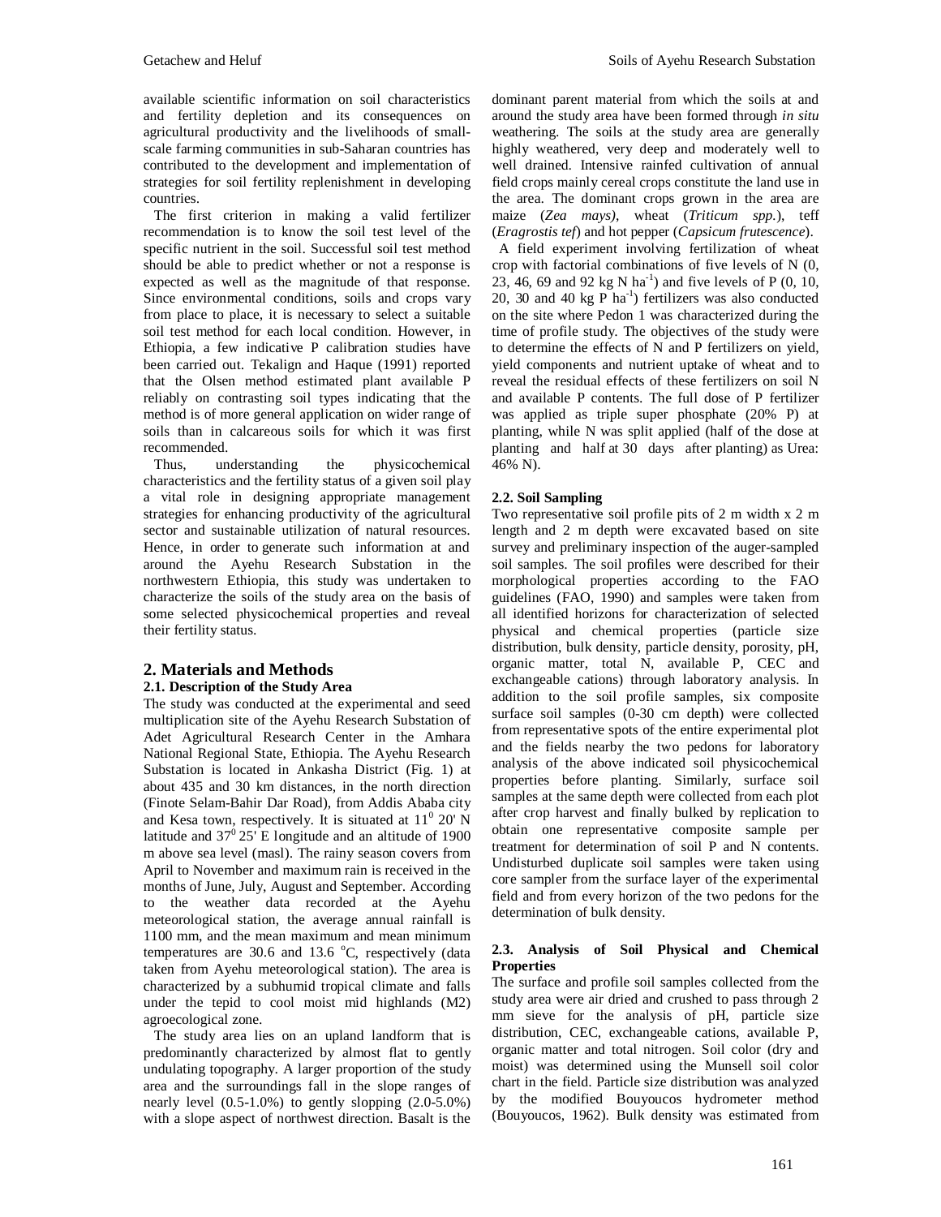available scientific information on soil characteristics and fertility depletion and its consequences on agricultural productivity and the livelihoods of small-scale farming communities in sub-Saharan countries has contributed to the development and implementation of strategies for soil fertility replenishment in developing countries.

The first criterion in making a valid fertilizer recommendation is to know the soil test level of the specific nutrient in the soil. Successful soil test method should be able to predict whether or not a response is expected as well as the magnitude of that response. Since environmental conditions, soils and crops vary from place to place, it is necessary to select a suitable soil test method for each local condition. However, in Ethiopia, a few indicative P calibration studies have been carried out. Tekalign and Haque (1991) reported that the Olsen method estimated plant available P reliably on contrasting soil types indicating that the method is of more general application on wider range of soils than in calcareous soils for which it was first recommended.

Thus, understanding the physicochemical characteristics and the fertility status of a given soil play a vital role in designing appropriate management strategies for enhancing productivity of the agricultural sector and sustainable utilization of natural resources. Hence, in order to generate such information at and around the Ayehu Research Substation in the northwestern Ethiopia, this study was undertaken to characterize the soils of the study area on the basis of some selected physicochemical properties and reveal their fertility status.

## 2. Materials and Methods

### 2.1. Description of the Study Area

The study was conducted at the experimental and seed multiplication site of the Ayehu Research Substation of Adet Agricultural Research Center in the Amhara National Regional State, Ethiopia. The Ayehu Research Substation is located in Ankasha District (Fig. 1) at about 435 and 30 km distances, in the north direction (Finote Selam-Bahir Dar Road), from Addis Ababa city and Kesa town, respectively. It is situated at $11^0$ 20' N latitude and $37^0$ 25' E longitude and an altitude of 1900 m above sea level (masl). The rainy season covers from April to November and maximum rain is received in the months of June, July, August and September. According to the weather data recorded at the Ayehu meteorological station, the average annual rainfall is 1100 mm, and the mean maximum and mean minimum temperatures are 30.6 and 13.6 $^{o}$C, respectively (data taken from Ayehu meteorological station). The area is characterized by a subhumid tropical climate and falls under the tepid to cool moist mid highlands (M2) agroecological zone.

The study area lies on an upland landform that is predominantly characterized by almost flat to gently undulating topography. A larger proportion of the study area and the surroundings fall in the slope ranges of nearly level (0.5-1.0%) to gently slopping (2.0-5.0%) with a slope aspect of northwest direction. Basalt is the dominant parent material from which the soils at and around the study area have been formed through *in situ* weathering. The soils at the study area are generally highly weathered, very deep and moderately well to well drained. Intensive rainfed cultivation of annual field crops mainly cereal crops constitute the land use in the area. The dominant crops grown in the area are maize (*Zea mays)*, wheat (*Triticum spp.*), teff (*Eragrostis tef*) and hot pepper (*Capsicum frutescence*).

A field experiment involving fertilization of wheat crop with factorial combinations of five levels of N (0, 23, 46, 69 and 92 kg N ha$^{-1}$) and five levels of P (0, 10, 20, 30 and 40 kg P ha$^{-1}$) fertilizers was also conducted on the site where Pedon 1 was characterized during the time of profile study. The objectives of the study were to determine the effects of N and P fertilizers on yield, yield components and nutrient uptake of wheat and to reveal the residual effects of these fertilizers on soil N and available P contents. The full dose of P fertilizer was applied as triple super phosphate (20% P) at planting, while N was split applied (half of the dose at planting and half at 30 days after planting) as Urea: 46% N).

### 2.2. Soil Sampling

Two representative soil profile pits of 2 m width x 2 m length and 2 m depth were excavated based on site survey and preliminary inspection of the auger-sampled soil samples. The soil profiles were described for their morphological properties according to the FAO guidelines (FAO, 1990) and samples were taken from all identified horizons for characterization of selected physical and chemical properties (particle size distribution, bulk density, particle density, porosity, pH, organic matter, total N, available P, CEC and exchangeable cations) through laboratory analysis. In addition to the soil profile samples, six composite surface soil samples (0-30 cm depth) were collected from representative spots of the entire experimental plot and the fields nearby the two pedons for laboratory analysis of the above indicated soil physicochemical properties before planting. Similarly, surface soil samples at the same depth were collected from each plot after crop harvest and finally bulked by replication to obtain one representative composite sample per treatment for determination of soil P and N contents. Undisturbed duplicate soil samples were taken using core sampler from the surface layer of the experimental field and from every horizon of the two pedons for the determination of bulk density.

### 2.3. Analysis of Soil Physical and Chemical Properties

The surface and profile soil samples collected from the study area were air dried and crushed to pass through 2 mm sieve for the analysis of pH, particle size distribution, CEC, exchangeable cations, available P, organic matter and total nitrogen. Soil color (dry and moist) was determined using the Munsell soil color chart in the field. Particle size distribution was analyzed by the modified Bouyoucos hydrometer method (Bouyoucos, 1962). Bulk density was estimated from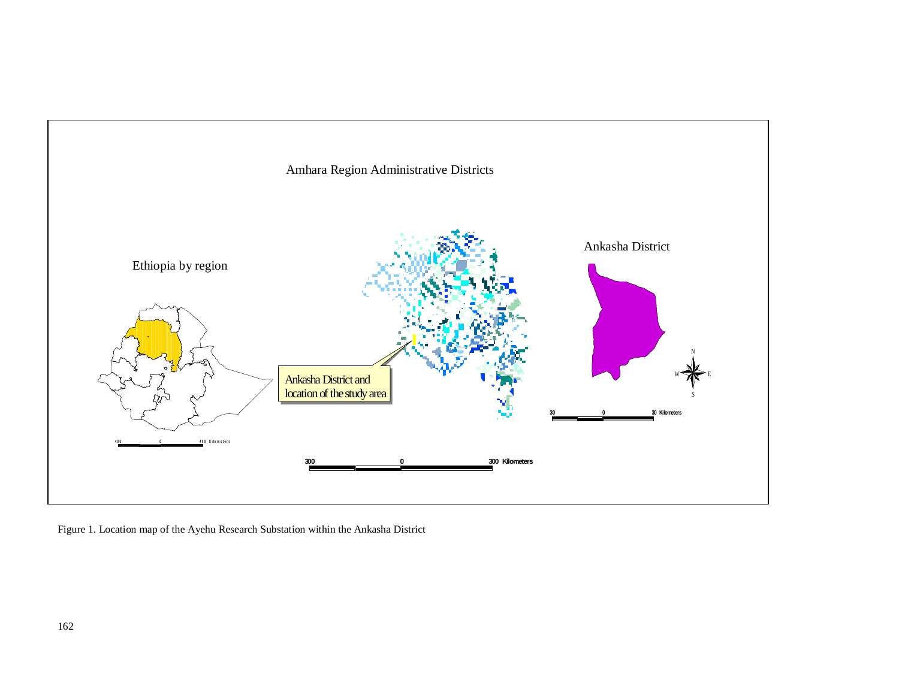Figure 1. Location map of the Ayehu Research Substation within the Ankasha District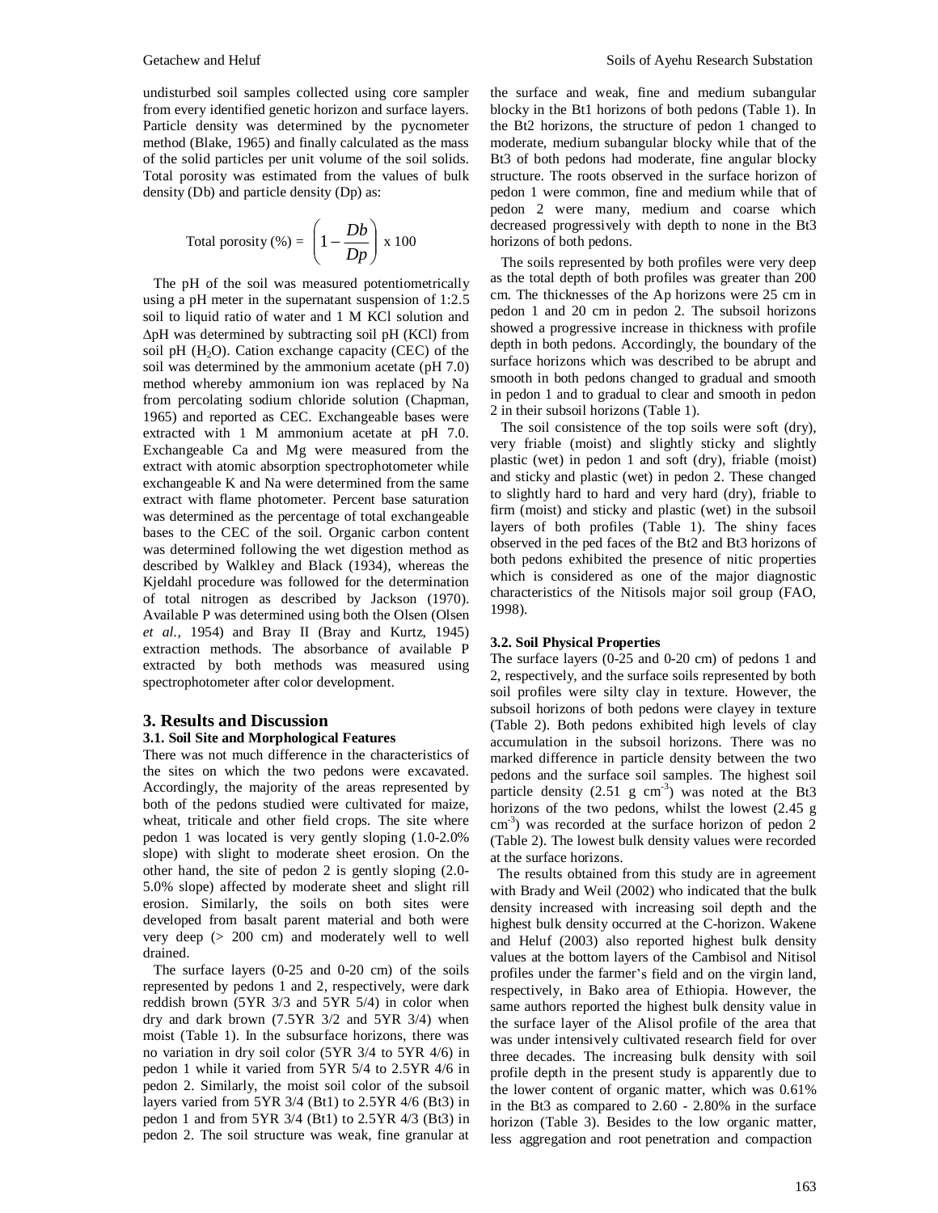undisturbed soil samples collected using core sampler from every identified genetic horizon and surface layers. Particle density was determined by the pycnometer method (Blake, 1965) and finally calculated as the mass of the solid particles per unit volume of the soil solids. Total porosity was estimated from the values of bulk density (Db) and particle density (Dp) as:

$$\text{Total porosity (\%)} = \left(1 - \frac{Db}{Dp}\right) \times 100$$

The pH of the soil was measured potentiometrically using a pH meter in the supernatant suspension of 1:2.5 soil to liquid ratio of water and 1 M KCl solution and ΔpH was determined by subtracting soil pH (KCl) from soil pH ($H_2O$). Cation exchange capacity (CEC) of the soil was determined by the ammonium acetate (pH 7.0) method whereby ammonium ion was replaced by Na from percolating sodium chloride solution (Chapman, 1965) and reported as CEC. Exchangeable bases were extracted with 1 M ammonium acetate at pH 7.0. Exchangeable Ca and Mg were measured from the extract with atomic absorption spectrophotometer while exchangeable K and Na were determined from the same extract with flame photometer. Percent base saturation was determined as the percentage of total exchangeable bases to the CEC of the soil. Organic carbon content was determined following the wet digestion method as described by Walkley and Black (1934), whereas the Kjeldahl procedure was followed for the determination of total nitrogen as described by Jackson (1970). Available P was determined using both the Olsen (Olsen *et al.*, 1954) and Bray II (Bray and Kurtz, 1945) extraction methods. The absorbance of available P extracted by both methods was measured using spectrophotometer after color development.

## 3. Results and Discussion

### 3.1. Soil Site and Morphological Features

There was not much difference in the characteristics of the sites on which the two pedons were excavated. Accordingly, the majority of the areas represented by both of the pedons studied were cultivated for maize, wheat, triticale and other field crops. The site where pedon 1 was located is very gently sloping (1.0-2.0% slope) with slight to moderate sheet erosion. On the other hand, the site of pedon 2 is gently sloping (2.0-5.0% slope) affected by moderate sheet and slight rill erosion. Similarly, the soils on both sites were developed from basalt parent material and both were very deep (> 200 cm) and moderately well to well drained.

The surface layers (0-25 and 0-20 cm) of the soils represented by pedons 1 and 2, respectively, were dark reddish brown (5YR 3/3 and 5YR 5/4) in color when dry and dark brown (7.5YR 3/2 and 5YR 3/4) when moist (Table 1). In the subsurface horizons, there was no variation in dry soil color (5YR 3/4 to 5YR 4/6) in pedon 1 while it varied from 5YR 5/4 to 2.5YR 4/6 in pedon 2. Similarly, the moist soil color of the subsoil layers varied from 5YR 3/4 (Bt1) to 2.5YR 4/6 (Bt3) in pedon 1 and from 5YR 3/4 (Bt1) to 2.5YR 4/3 (Bt3) in pedon 2. The soil structure was weak, fine granular at the surface and weak, fine and medium subangular blocky in the Bt1 horizons of both pedons (Table 1). In the Bt2 horizons, the structure of pedon 1 changed to moderate, medium subangular blocky while that of the Bt3 of both pedons had moderate, fine angular blocky structure. The roots observed in the surface horizon of pedon 1 were common, fine and medium while that of pedon 2 were many, medium and coarse which decreased progressively with depth to none in the Bt3 horizons of both pedons.

The soils represented by both profiles were very deep as the total depth of both profiles was greater than 200 cm. The thicknesses of the Ap horizons were 25 cm in pedon 1 and 20 cm in pedon 2. The subsoil horizons showed a progressive increase in thickness with profile depth in both pedons. Accordingly, the boundary of the surface horizons which was described to be abrupt and smooth in both pedons changed to gradual and smooth in pedon 1 and to gradual to clear and smooth in pedon 2 in their subsoil horizons (Table 1).

The soil consistence of the top soils were soft (dry), very friable (moist) and slightly sticky and slightly plastic (wet) in pedon 1 and soft (dry), friable (moist) and sticky and plastic (wet) in pedon 2. These changed to slightly hard to hard and very hard (dry), friable to firm (moist) and sticky and plastic (wet) in the subsoil layers of both profiles (Table 1). The shiny faces observed in the ped faces of the Bt2 and Bt3 horizons of both pedons exhibited the presence of nitic properties which is considered as one of the major diagnostic characteristics of the Nitisols major soil group (FAO, 1998).

### 3.2. Soil Physical Properties

The surface layers (0-25 and 0-20 cm) of pedons 1 and 2, respectively, and the surface soils represented by both soil profiles were silty clay in texture. However, the subsoil horizons of both pedons were clayey in texture (Table 2). Both pedons exhibited high levels of clay accumulation in the subsoil horizons. There was no marked difference in particle density between the two pedons and the surface soil samples. The highest soil particle density (2.51 g $cm^{-3}$) was noted at the Bt3 horizons of the two pedons, whilst the lowest (2.45 g $cm^{-3}$) was recorded at the surface horizon of pedon 2 (Table 2). The lowest bulk density values were recorded at the surface horizons.

The results obtained from this study are in agreement with Brady and Weil (2002) who indicated that the bulk density increased with increasing soil depth and the highest bulk density occurred at the C-horizon. Wakene and Heluf (2003) also reported highest bulk density values at the bottom layers of the Cambisol and Nitisol profiles under the farmer's field and on the virgin land, respectively, in Bako area of Ethiopia. However, the same authors reported the highest bulk density value in the surface layer of the Alisol profile of the area that was under intensively cultivated research field for over three decades. The increasing bulk density with soil profile depth in the present study is apparently due to the lower content of organic matter, which was 0.61% in the Bt3 as compared to 2.60 - 2.80% in the surface horizon (Table 3). Besides to the low organic matter, less aggregation and root penetration and compaction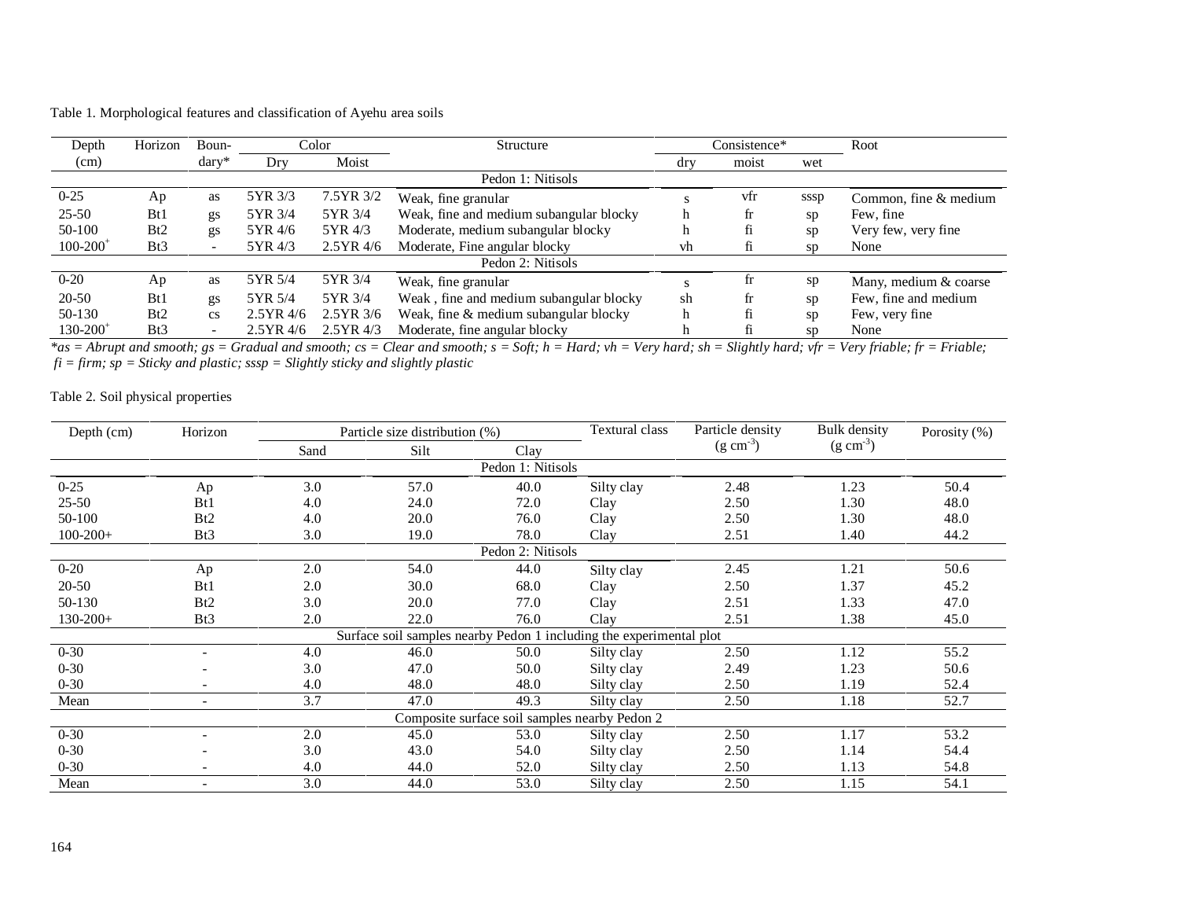Table 1. Morphological features and classification of Ayehu area soils

| Depth (cm) | Horizon | Boundary* | Color | | Structure | Consistence* | | | Root |
|---|---|---|---|---|---|---|---|---|---|
| | | | Dry | Moist | | dry | moist | wet | |
| | | | | | Pedon 1: Nitisols | | | | |
| 0-25 | Ap | as | 5YR 3/3 | 7.5YR 3/2 | Weak, fine granular | s | vfr | sssp | Common, fine & medium |
| 25-50 | Bt1 | gs | 5YR 3/4 | 5YR 3/4 | Weak, fine and medium subangular blocky | h | fr | sp | Few, fine |
| 50-100 | Bt2 | gs | 5YR 4/6 | 5YR 4/3 | Moderate, medium subangular blocky | h | fi | sp | Very few, very fine |
| 100-200+ | Bt3 | - | 5YR 4/3 | 2.5YR 4/6 | Moderate, Fine angular blocky | vh | fi | sp | None |
| | | | | | Pedon 2: Nitisols | | | | |
| 0-20 | Ap | as | 5YR 5/4 | 5YR 3/4 | Weak, fine granular | s | fr | sp | Many, medium & coarse |
| 20-50 | Bt1 | gs | 5YR 5/4 | 5YR 3/4 | Weak , fine and medium subangular blocky | sh | fr | sp | Few, fine and medium |
| 50-130 | Bt2 | cs | 2.5YR 4/6 | 2.5YR 3/6 | Weak, fine & medium subangular blocky | h | fi | sp | Few, very fine |
| 130-200+ | Bt3 | - | 2.5YR 4/6 | 2.5YR 4/3 | Moderate, fine angular blocky | h | fi | sp | None |

*as = Abrupt and smooth; gs = Gradual and smooth; cs = Clear and smooth; s = Soft; h = Hard; vh = Very hard; sh = Slightly hard; vfr = Very friable; fr = Friable; fi = firm; sp = Sticky and plastic; sssp = Slightly sticky and slightly plastic*

Table 2. Soil physical properties

| Depth (cm) | Horizon | Particle size distribution (%) | | | Textural class | Particle density (g cm$^{-3}$) | Bulk density (g cm$^{-3}$) | Porosity (%) |
|---|---|---|---|---|---|---|---|---|
| | | Sand | Silt | Clay | | | | |
| | | | | Pedon 1: Nitisols | | | | |
| 0-25 | Ap | 3.0 | 57.0 | 40.0 | Silty clay | 2.48 | 1.23 | 50.4 |
| 25-50 | Bt1 | 4.0 | 24.0 | 72.0 | Clay | 2.50 | 1.30 | 48.0 |
| 50-100 | Bt2 | 4.0 | 20.0 | 76.0 | Clay | 2.50 | 1.30 | 48.0 |
| 100-200+ | Bt3 | 3.0 | 19.0 | 78.0 | Clay | 2.51 | 1.40 | 44.2 |
| | | | | Pedon 2: Nitisols | | | | |
| 0-20 | Ap | 2.0 | 54.0 | 44.0 | Silty clay | 2.45 | 1.21 | 50.6 |
| 20-50 | Bt1 | 2.0 | 30.0 | 68.0 | Clay | 2.50 | 1.37 | 45.2 |
| 50-130 | Bt2 | 3.0 | 20.0 | 77.0 | Clay | 2.51 | 1.33 | 47.0 |
| 130-200+ | Bt3 | 2.0 | 22.0 | 76.0 | Clay | 2.51 | 1.38 | 45.0 |
| | | | | Surface soil samples nearby Pedon 1 including the experimental plot | | | | |
| 0-30 | - | 4.0 | 46.0 | 50.0 | Silty clay | 2.50 | 1.12 | 55.2 |
| 0-30 | - | 3.0 | 47.0 | 50.0 | Silty clay | 2.49 | 1.23 | 50.6 |
| 0-30 | - | 4.0 | 48.0 | 48.0 | Silty clay | 2.50 | 1.19 | 52.4 |
| Mean | - | 3.7 | 47.0 | 49.3 | Silty clay | 2.50 | 1.18 | 52.7 |
| | | | | Composite surface soil samples nearby Pedon 2 | | | | |
| 0-30 | - | 2.0 | 45.0 | 53.0 | Silty clay | 2.50 | 1.17 | 53.2 |
| 0-30 | - | 3.0 | 43.0 | 54.0 | Silty clay | 2.50 | 1.14 | 54.4 |
| 0-30 | - | 4.0 | 44.0 | 52.0 | Silty clay | 2.50 | 1.13 | 54.8 |
| Mean | - | 3.0 | 44.0 | 53.0 | Silty clay | 2.50 | 1.15 | 54.1 |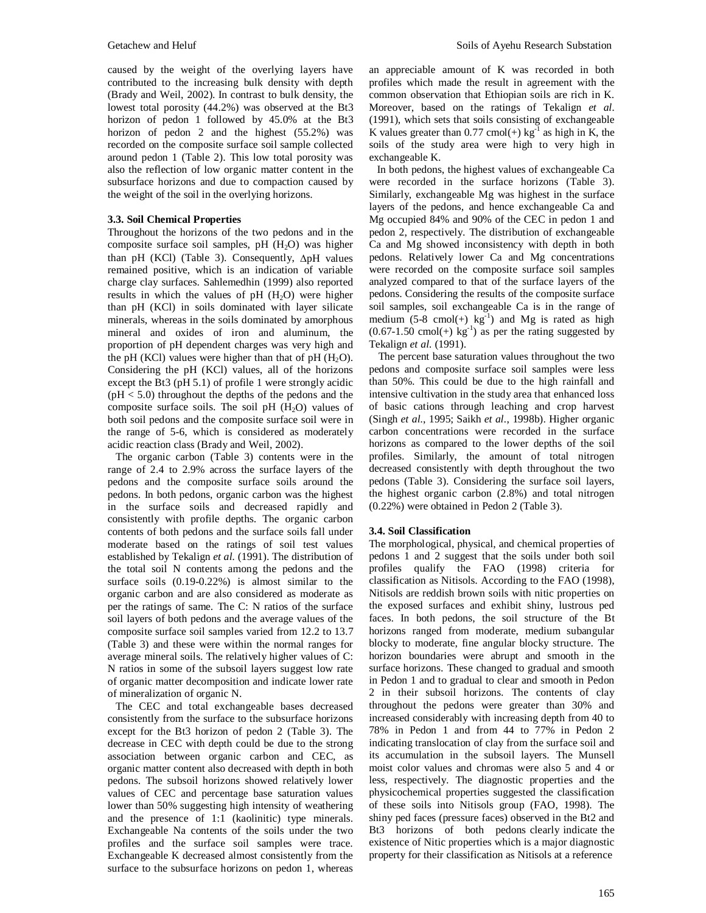caused by the weight of the overlying layers have contributed to the increasing bulk density with depth (Brady and Weil, 2002). In contrast to bulk density, the lowest total porosity (44.2%) was observed at the Bt3 horizon of pedon 1 followed by 45.0% at the Bt3 horizon of pedon 2 and the highest (55.2%) was recorded on the composite surface soil sample collected around pedon 1 (Table 2). This low total porosity was also the reflection of low organic matter content in the subsurface horizons and due to compaction caused by the weight of the soil in the overlying horizons.

### 3.3. Soil Chemical Properties

Throughout the horizons of the two pedons and in the composite surface soil samples, pH ($H_2O$) was higher than pH (KCl) (Table 3). Consequently, $\Delta$pH values remained positive, which is an indication of variable charge clay surfaces. Sahlemedhin (1999) also reported results in which the values of pH ($H_2O$) were higher than pH (KCl) in soils dominated with layer silicate minerals, whereas in the soils dominated by amorphous mineral and oxides of iron and aluminum, the proportion of pH dependent charges was very high and the pH (KCl) values were higher than that of pH ($H_2O$). Considering the pH (KCl) values, all of the horizons except the Bt3 (pH 5.1) of profile 1 were strongly acidic (pH < 5.0) throughout the depths of the pedons and the composite surface soils. The soil pH ($H_2O$) values of both soil pedons and the composite surface soil were in the range of 5-6, which is considered as moderately acidic reaction class (Brady and Weil, 2002).

The organic carbon (Table 3) contents were in the range of 2.4 to 2.9% across the surface layers of the pedons and the composite surface soils around the pedons. In both pedons, organic carbon was the highest in the surface soils and decreased rapidly and consistently with profile depths. The organic carbon contents of both pedons and the surface soils fall under moderate based on the ratings of soil test values established by Tekalign *et al.* (1991). The distribution of the total soil N contents among the pedons and the surface soils (0.19-0.22%) is almost similar to the organic carbon and are also considered as moderate as per the ratings of same. The C: N ratios of the surface soil layers of both pedons and the average values of the composite surface soil samples varied from 12.2 to 13.7 (Table 3) and these were within the normal ranges for average mineral soils. The relatively higher values of C: N ratios in some of the subsoil layers suggest low rate of organic matter decomposition and indicate lower rate of mineralization of organic N.

The CEC and total exchangeable bases decreased consistently from the surface to the subsurface horizons except for the Bt3 horizon of pedon 2 (Table 3). The decrease in CEC with depth could be due to the strong association between organic carbon and CEC, as organic matter content also decreased with depth in both pedons. The subsoil horizons showed relatively lower values of CEC and percentage base saturation values lower than 50% suggesting high intensity of weathering and the presence of 1:1 (kaolinitic) type minerals. Exchangeable Na contents of the soils under the two profiles and the surface soil samples were trace. Exchangeable K decreased almost consistently from the surface to the subsurface horizons on pedon 1, whereas an appreciable amount of K was recorded in both profiles which made the result in agreement with the common observation that Ethiopian soils are rich in K. Moreover, based on the ratings of Tekalign *et al.* (1991), which sets that soils consisting of exchangeable K values greater than 0.77 cmol(+) $kg^{-1}$ as high in K, the soils of the study area were high to very high in exchangeable K.

In both pedons, the highest values of exchangeable Ca were recorded in the surface horizons (Table 3). Similarly, exchangeable Mg was highest in the surface layers of the pedons, and hence exchangeable Ca and Mg occupied 84% and 90% of the CEC in pedon 1 and pedon 2, respectively. The distribution of exchangeable Ca and Mg showed inconsistency with depth in both pedons. Relatively lower Ca and Mg concentrations were recorded on the composite surface soil samples analyzed compared to that of the surface layers of the pedons. Considering the results of the composite surface soil samples, soil exchangeable Ca is in the range of medium (5-8 cmol(+) $kg^{-1}$) and Mg is rated as high (0.67-1.50 cmol(+) $kg^{-1}$) as per the rating suggested by Tekalign *et al.* (1991).

The percent base saturation values throughout the two pedons and composite surface soil samples were less than 50%. This could be due to the high rainfall and intensive cultivation in the study area that enhanced loss of basic cations through leaching and crop harvest (Singh *et al.*, 1995; Saikh *et al.*, 1998b). Higher organic carbon concentrations were recorded in the surface horizons as compared to the lower depths of the soil profiles. Similarly, the amount of total nitrogen decreased consistently with depth throughout the two pedons (Table 3). Considering the surface soil layers, the highest organic carbon (2.8%) and total nitrogen (0.22%) were obtained in Pedon 2 (Table 3).

### 3.4. Soil Classification

The morphological, physical, and chemical properties of pedons 1 and 2 suggest that the soils under both soil profiles qualify the FAO (1998) criteria for classification as Nitisols. According to the FAO (1998), Nitisols are reddish brown soils with nitic properties on the exposed surfaces and exhibit shiny, lustrous ped faces. In both pedons, the soil structure of the Bt horizons ranged from moderate, medium subangular blocky to moderate, fine angular blocky structure. The horizon boundaries were abrupt and smooth in the surface horizons. These changed to gradual and smooth in Pedon 1 and to gradual to clear and smooth in Pedon 2 in their subsoil horizons. The contents of clay throughout the pedons were greater than 30% and increased considerably with increasing depth from 40 to 78% in Pedon 1 and from 44 to 77% in Pedon 2 indicating translocation of clay from the surface soil and its accumulation in the subsoil layers. The Munsell moist color values and chromas were also 5 and 4 or less, respectively. The diagnostic properties and the physicochemical properties suggested the classification of these soils into Nitisols group (FAO, 1998). The shiny ped faces (pressure faces) observed in the Bt2 and Bt3 horizons of both pedons clearly indicate the existence of Nitic properties which is a major diagnostic property for their classification as Nitisols at a reference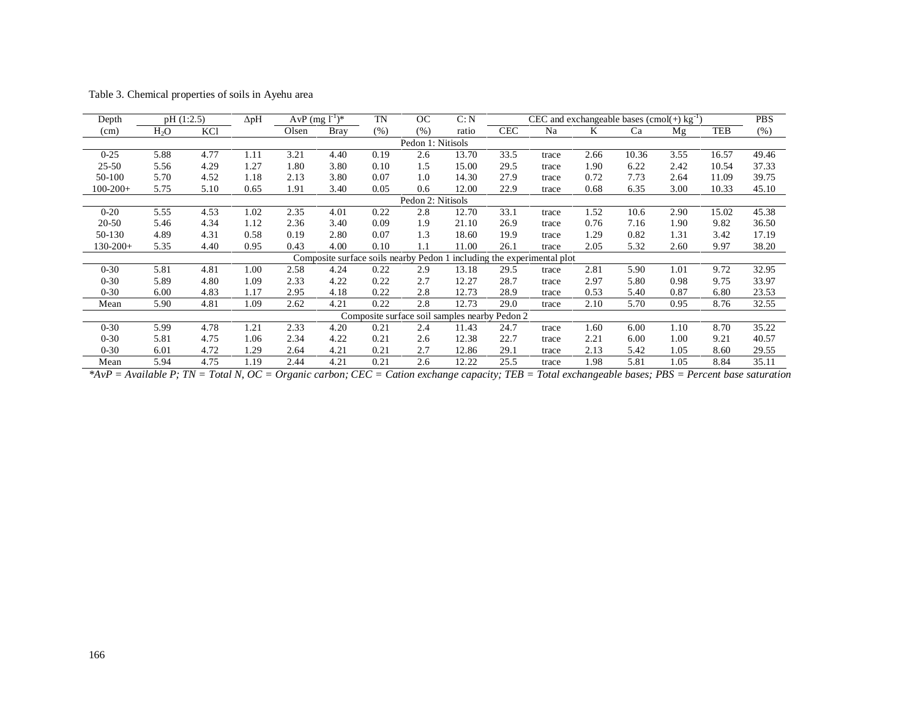Table 3. Chemical properties of soils in Ayehu area

| Depth | pH (1:2.5) | | ΔpH | AvP (mg $l^{-1}$)* | | TN | OC | C: N | CEC and exchangeable bases (cmol(+) $kg^{-1}$) | | | | | | PBS |
|---|---|---|---|---|---|---|---|---|---|---|---|---|---|---|---|
| (cm) | $H_2O$ | KCl | | Olsen | Bray | (%) | (%) | ratio | CEC | Na | K | Ca | Mg | TEB | (%) |
| | | | | | | | Pedon 1: Nitisols | | | | | | | | |
| 0-25 | 5.88 | 4.77 | 1.11 | 3.21 | 4.40 | 0.19 | 2.6 | 13.70 | 33.5 | trace | 2.66 | 10.36 | 3.55 | 16.57 | 49.46 |
| 25-50 | 5.56 | 4.29 | 1.27 | 1.80 | 3.80 | 0.10 | 1.5 | 15.00 | 29.5 | trace | 1.90 | 6.22 | 2.42 | 10.54 | 37.33 |
| 50-100 | 5.70 | 4.52 | 1.18 | 2.13 | 3.80 | 0.07 | 1.0 | 14.30 | 27.9 | trace | 0.72 | 7.73 | 2.64 | 11.09 | 39.75 |
| 100-200+ | 5.75 | 5.10 | 0.65 | 1.91 | 3.40 | 0.05 | 0.6 | 12.00 | 22.9 | trace | 0.68 | 6.35 | 3.00 | 10.33 | 45.10 |
| | | | | | | | Pedon 2: Nitisols | | | | | | | | |
| 0-20 | 5.55 | 4.53 | 1.02 | 2.35 | 4.01 | 0.22 | 2.8 | 12.70 | 33.1 | trace | 1.52 | 10.6 | 2.90 | 15.02 | 45.38 |
| 20-50 | 5.46 | 4.34 | 1.12 | 2.36 | 3.40 | 0.09 | 1.9 | 21.10 | 26.9 | trace | 0.76 | 7.16 | 1.90 | 9.82 | 36.50 |
| 50-130 | 4.89 | 4.31 | 0.58 | 0.19 | 2.80 | 0.07 | 1.3 | 18.60 | 19.9 | trace | 1.29 | 0.82 | 1.31 | 3.42 | 17.19 |
| 130-200+ | 5.35 | 4.40 | 0.95 | 0.43 | 4.00 | 0.10 | 1.1 | 11.00 | 26.1 | trace | 2.05 | 5.32 | 2.60 | 9.97 | 38.20 |
| | | | | | | | Composite surface soils nearby Pedon 1 including the experimental plot | | | | | | | | |
| 0-30 | 5.81 | 4.81 | 1.00 | 2.58 | 4.24 | 0.22 | 2.9 | 13.18 | 29.5 | trace | 2.81 | 5.90 | 1.01 | 9.72 | 32.95 |
| 0-30 | 5.89 | 4.80 | 1.09 | 2.33 | 4.22 | 0.22 | 2.7 | 12.27 | 28.7 | trace | 2.97 | 5.80 | 0.98 | 9.75 | 33.97 |
| 0-30 | 6.00 | 4.83 | 1.17 | 2.95 | 4.18 | 0.22 | 2.8 | 12.73 | 28.9 | trace | 0.53 | 5.40 | 0.87 | 6.80 | 23.53 |
| Mean | 5.90 | 4.81 | 1.09 | 2.62 | 4.21 | 0.22 | 2.8 | 12.73 | 29.0 | trace | 2.10 | 5.70 | 0.95 | 8.76 | 32.55 |
| | | | | | | | Composite surface soil samples nearby Pedon 2 | | | | | | | | |
| 0-30 | 5.99 | 4.78 | 1.21 | 2.33 | 4.20 | 0.21 | 2.4 | 11.43 | 24.7 | trace | 1.60 | 6.00 | 1.10 | 8.70 | 35.22 |
| 0-30 | 5.81 | 4.75 | 1.06 | 2.34 | 4.22 | 0.21 | 2.6 | 12.38 | 22.7 | trace | 2.21 | 6.00 | 1.00 | 9.21 | 40.57 |
| 0-30 | 6.01 | 4.72 | 1.29 | 2.64 | 4.21 | 0.21 | 2.7 | 12.86 | 29.1 | trace | 2.13 | 5.42 | 1.05 | 8.60 | 29.55 |
| Mean | 5.94 | 4.75 | 1.19 | 2.44 | 4.21 | 0.21 | 2.6 | 12.22 | 25.5 | trace | 1.98 | 5.81 | 1.05 | 8.84 | 35.11 |

**AvP = Available P; TN = Total N, OC = Organic carbon; CEC = Cation exchange capacity; TEB = Total exchangeable bases; PBS = Percent base saturation*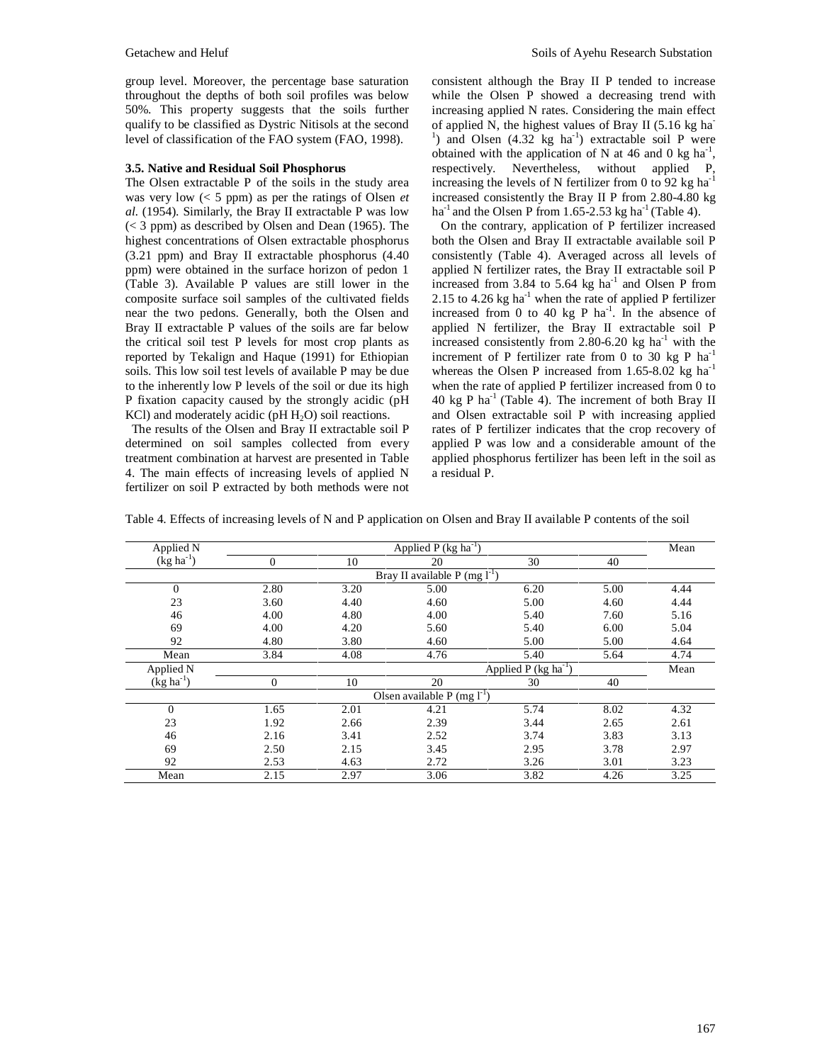group level. Moreover, the percentage base saturation throughout the depths of both soil profiles was below 50%. This property suggests that the soils further qualify to be classified as Dystric Nitisols at the second level of classification of the FAO system (FAO, 1998).

### 3.5. Native and Residual Soil Phosphorus

The Olsen extractable P of the soils in the study area was very low (< 5 ppm) as per the ratings of Olsen *et al.* (1954). Similarly, the Bray II extractable P was low (< 3 ppm) as described by Olsen and Dean (1965). The highest concentrations of Olsen extractable phosphorus (3.21 ppm) and Bray II extractable phosphorus (4.40 ppm) were obtained in the surface horizon of pedon 1 (Table 3). Available P values are still lower in the composite surface soil samples of the cultivated fields near the two pedons. Generally, both the Olsen and Bray II extractable P values of the soils are far below the critical soil test P levels for most crop plants as reported by Tekalign and Haque (1991) for Ethiopian soils. This low soil test levels of available P may be due to the inherently low P levels of the soil or due its high P fixation capacity caused by the strongly acidic (pH KCl) and moderately acidic (pH $H_2O$) soil reactions.

The results of the Olsen and Bray II extractable soil P determined on soil samples collected from every treatment combination at harvest are presented in Table 4. The main effects of increasing levels of applied N fertilizer on soil P extracted by both methods were not consistent although the Bray II P tended to increase while the Olsen P showed a decreasing trend with increasing applied N rates. Considering the main effect of applied N, the highest values of Bray II (5.16 kg ha$^{-1}$) and Olsen (4.32 kg ha$^{-1}$) extractable soil P were obtained with the application of N at 46 and 0 kg ha$^{-1}$, respectively. Nevertheless, without applied P, increasing the levels of N fertilizer from 0 to 92 kg ha$^{-1}$ increased consistently the Bray II P from 2.80-4.80 kg ha$^{-1}$ and the Olsen P from 1.65-2.53 kg ha$^{-1}$ (Table 4).

On the contrary, application of P fertilizer increased both the Olsen and Bray II extractable available soil P consistently (Table 4). Averaged across all levels of applied N fertilizer rates, the Bray II extractable soil P increased from 3.84 to 5.64 kg ha$^{-1}$ and Olsen P from 2.15 to 4.26 kg ha$^{-1}$ when the rate of applied P fertilizer increased from 0 to 40 kg P ha$^{-1}$. In the absence of applied N fertilizer, the Bray II extractable soil P increased consistently from 2.80-6.20 kg ha$^{-1}$ with the increment of P fertilizer rate from 0 to 30 kg P ha$^{-1}$ whereas the Olsen P increased from 1.65-8.02 kg ha$^{-1}$ when the rate of applied P fertilizer increased from 0 to 40 kg P ha$^{-1}$ (Table 4). The increment of both Bray II and Olsen extractable soil P with increasing applied rates of P fertilizer indicates that the crop recovery of applied P was low and a considerable amount of the applied phosphorus fertilizer has been left in the soil as a residual P.

Table 4. Effects of increasing levels of N and P application on Olsen and Bray II available P contents of the soil

| Applied N (kg ha$^{-1}$) | Applied P (kg ha$^{-1}$) | | | | | Mean |
|---|---|---|---|---|---|---|
| | 0 | 10 | 20 | 30 | 40 | |
| | | | Bray II available P (mg l$^{-1}$) | | | |
| 0 | 2.80 | 3.20 | 5.00 | 6.20 | 5.00 | 4.44 |
| 23 | 3.60 | 4.40 | 4.60 | 5.00 | 4.60 | 4.44 |
| 46 | 4.00 | 4.80 | 4.00 | 5.40 | 7.60 | 5.16 |
| 69 | 4.00 | 4.20 | 5.60 | 5.40 | 6.00 | 5.04 |
| 92 | 4.80 | 3.80 | 4.60 | 5.00 | 5.00 | 4.64 |
| Mean | 3.84 | 4.08 | 4.76 | 5.40 | 5.64 | 4.74 |
| Applied N (kg ha$^{-1}$) | Applied P (kg ha$^{-1}$) | | | | | Mean |
| | 0 | 10 | 20 | 30 | 40 | |
| | | | Olsen available P (mg l$^{-1}$) | | | |
| 0 | 1.65 | 2.01 | 4.21 | 5.74 | 8.02 | 4.32 |
| 23 | 1.92 | 2.66 | 2.39 | 3.44 | 2.65 | 2.61 |
| 46 | 2.16 | 3.41 | 2.52 | 3.74 | 3.83 | 3.13 |
| 69 | 2.50 | 2.15 | 3.45 | 2.95 | 3.78 | 2.97 |
| 92 | 2.53 | 4.63 | 2.72 | 3.26 | 3.01 | 3.23 |
| Mean | 2.15 | 2.97 | 3.06 | 3.82 | 4.26 | 3.25 |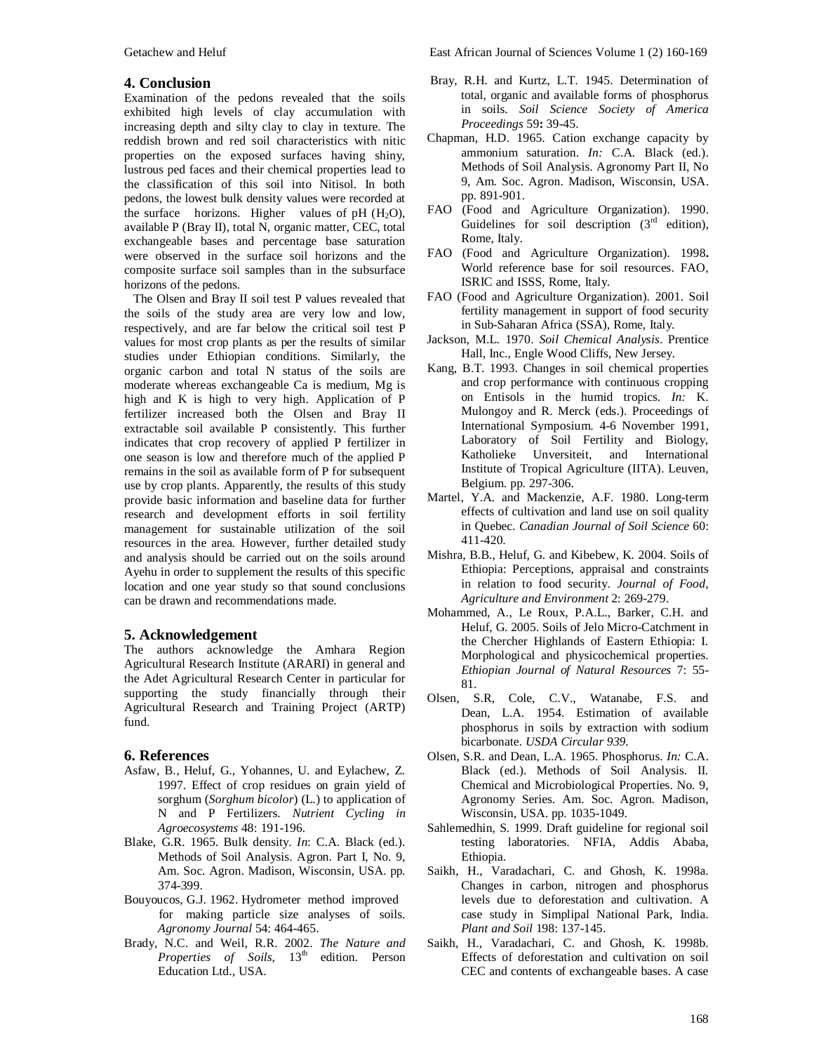## 4. Conclusion

Examination of the pedons revealed that the soils exhibited high levels of clay accumulation with increasing depth and silty clay to clay in texture. The reddish brown and red soil characteristics with nitic properties on the exposed surfaces having shiny, lustrous ped faces and their chemical properties lead to the classification of this soil into Nitisol. In both pedons, the lowest bulk density values were recorded at the surface horizons. Higher values of pH ($H_2O$), available P (Bray II), total N, organic matter, CEC, total exchangeable bases and percentage base saturation were observed in the surface soil horizons and the composite surface soil samples than in the subsurface horizons of the pedons.

The Olsen and Bray II soil test P values revealed that the soils of the study area are very low and low, respectively, and are far below the critical soil test P values for most crop plants as per the results of similar studies under Ethiopian conditions. Similarly, the organic carbon and total N status of the soils are moderate whereas exchangeable Ca is medium, Mg is high and K is high to very high. Application of P fertilizer increased both the Olsen and Bray II extractable soil available P consistently. This further indicates that crop recovery of applied P fertilizer in one season is low and therefore much of the applied P remains in the soil as available form of P for subsequent use by crop plants. Apparently, the results of this study provide basic information and baseline data for further research and development efforts in soil fertility management for sustainable utilization of the soil resources in the area. However, further detailed study and analysis should be carried out on the soils around Ayehu in order to supplement the results of this specific location and one year study so that sound conclusions can be drawn and recommendations made.

## 5. Acknowledgement

The authors acknowledge the Amhara Region Agricultural Research Institute (ARARI) in general and the Adet Agricultural Research Center in particular for supporting the study financially through their Agricultural Research and Training Project (ARTP) fund.

## 6. References

Asfaw, B., Heluf, G., Yohannes, U. and Eylachew, Z. 1997. Effect of crop residues on grain yield of sorghum (*Sorghum bicolor*) (L.) to application of N and P Fertilizers. *Nutrient Cycling in Agroecosystems* 48: 191-196.

Blake, G.R. 1965. Bulk density. *In*: C.A. Black (ed.). Methods of Soil Analysis. Agron. Part I, No. 9, Am. Soc. Agron. Madison, Wisconsin, USA. pp. 374-399.

Bouyoucos, G.J. 1962. Hydrometer method improved for making particle size analyses of soils. *Agronomy Journal* 54: 464-465.

Brady, N.C. and Weil, R.R. 2002. *The Nature and Properties of Soils*, 13th edition. Person Education Ltd., USA.

Bray, R.H. and Kurtz, L.T. 1945. Determination of total, organic and available forms of phosphorus in soils. *Soil Science Society of America Proceedings* 59**:** 39-45.

Chapman, H.D. 1965. Cation exchange capacity by ammonium saturation. *In:* C.A. Black (ed.). Methods of Soil Analysis. Agronomy Part II, No 9, Am. Soc. Agron. Madison, Wisconsin, USA. pp. 891-901.

FAO (Food and Agriculture Organization). 1990. Guidelines for soil description (3rd edition), Rome, Italy.

FAO (Food and Agriculture Organization). 1998**.** World reference base for soil resources. FAO, ISRIC and ISSS, Rome, Italy.

FAO (Food and Agriculture Organization). 2001. Soil fertility management in support of food security in Sub-Saharan Africa (SSA), Rome, Italy.

Jackson, M.L. 1970. *Soil Chemical Analysis*. Prentice Hall, Inc., Engle Wood Cliffs, New Jersey.

Kang, B.T. 1993. Changes in soil chemical properties and crop performance with continuous cropping on Entisols in the humid tropics. *In:* K. Mulongoy and R. Merck (eds.). Proceedings of International Symposium. 4-6 November 1991, Laboratory of Soil Fertility and Biology, Katholieke Unversiteit, and International Institute of Tropical Agriculture (IITA). Leuven, Belgium. pp. 297-306.

Martel, Y.A. and Mackenzie, A.F. 1980. Long-term effects of cultivation and land use on soil quality in Quebec. *Canadian Journal of Soil Science* 60: 411-420.

Mishra, B.B., Heluf, G. and Kibebew, K. 2004. Soils of Ethiopia: Perceptions, appraisal and constraints in relation to food security. *Journal of Food, Agriculture and Environment* 2: 269-279.

Mohammed, A., Le Roux, P.A.L., Barker, C.H. and Heluf, G. 2005. Soils of Jelo Micro-Catchment in the Chercher Highlands of Eastern Ethiopia: I. Morphological and physicochemical properties. *Ethiopian Journal of Natural Resources* 7: 55-81.

Olsen, S.R, Cole, C.V., Watanabe, F.S. and Dean, L.A. 1954. Estimation of available phosphorus in soils by extraction with sodium bicarbonate. *USDA Circular 939.*

Olsen, S.R. and Dean, L.A. 1965. Phosphorus. *In:* C.A. Black (ed.). Methods of Soil Analysis. II. Chemical and Microbiological Properties. No. 9, Agronomy Series. Am. Soc. Agron. Madison, Wisconsin, USA. pp. 1035-1049.

Sahlemedhin, S. 1999. Draft guideline for regional soil testing laboratories. NFIA, Addis Ababa, Ethiopia.

Saikh, H., Varadachari, C. and Ghosh, K. 1998a. Changes in carbon, nitrogen and phosphorus levels due to deforestation and cultivation. A case study in Simplipal National Park, India. *Plant and Soil* 198: 137-145.

Saikh, H., Varadachari, C. and Ghosh, K. 1998b. Effects of deforestation and cultivation on soil CEC and contents of exchangeable bases. A case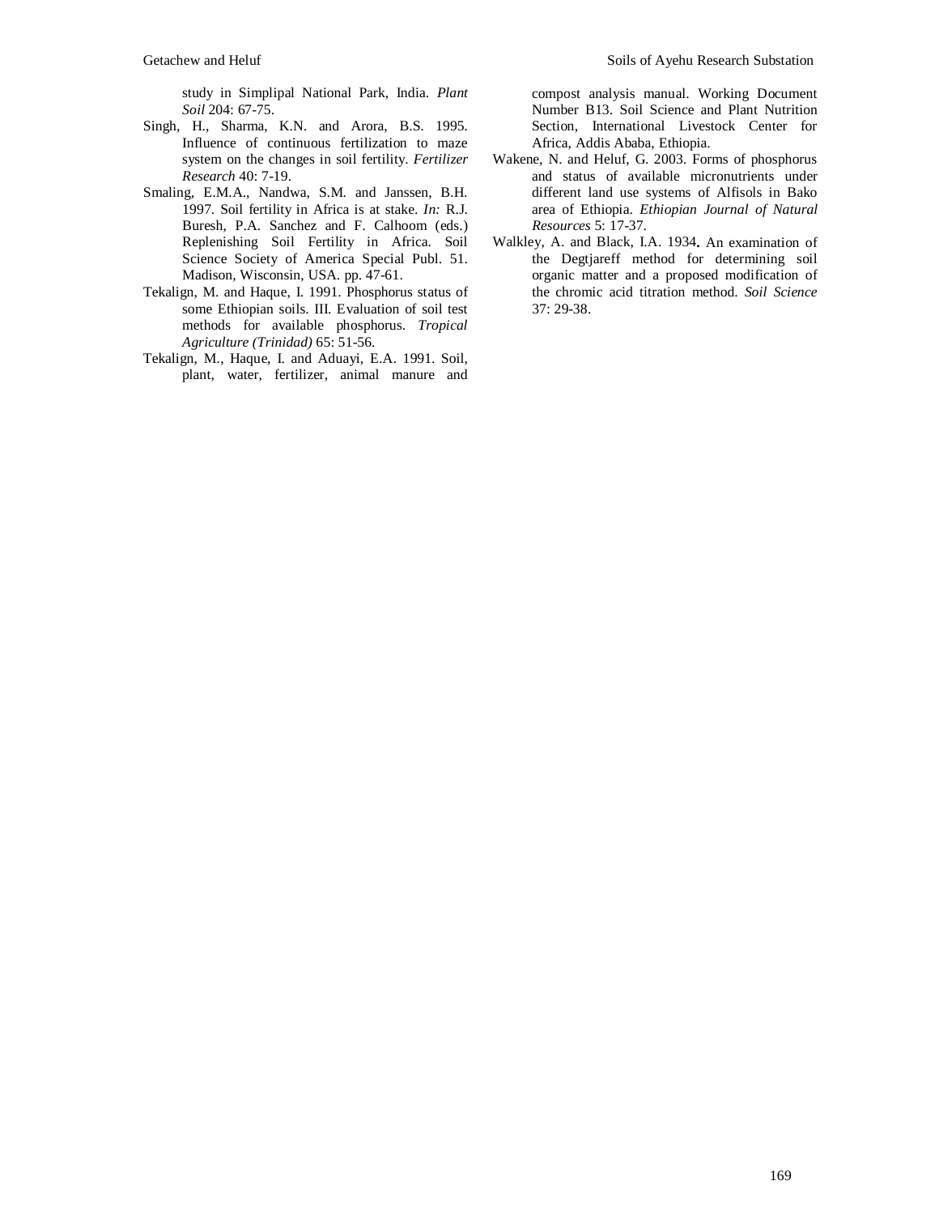study in Simplipal National Park, India. *Plant Soil* 204: 67-75.

Singh, H., Sharma, K.N. and Arora, B.S. 1995. Influence of continuous fertilization to maze system on the changes in soil fertility. *Fertilizer Research* 40: 7-19.

Smaling, E.M.A., Nandwa, S.M. and Janssen, B.H. 1997. Soil fertility in Africa is at stake. *In:* R.J. Buresh, P.A. Sanchez and F. Calhoom (eds.) Replenishing Soil Fertility in Africa. Soil Science Society of America Special Publ. 51. Madison, Wisconsin, USA. pp. 47-61.

Tekalign, M. and Haque, I. 1991. Phosphorus status of some Ethiopian soils. III. Evaluation of soil test methods for available phosphorus. *Tropical Agriculture (Trinidad)* 65: 51-56.

Tekalign, M., Haque, I. and Aduayi, E.A. 1991. Soil, plant, water, fertilizer, animal manure and compost analysis manual. Working Document Number B13. Soil Science and Plant Nutrition Section, International Livestock Center for Africa, Addis Ababa, Ethiopia.

Wakene, N. and Heluf, G. 2003. Forms of phosphorus and status of available micronutrients under different land use systems of Alfisols in Bako area of Ethiopia. *Ethiopian Journal of Natural Resources* 5: 17-37.

Walkley, A. and Black, I.A. 1934**.** An examination of the Degtjareff method for determining soil organic matter and a proposed modification of the chromic acid titration method. *Soil Science* 37: 29-38.